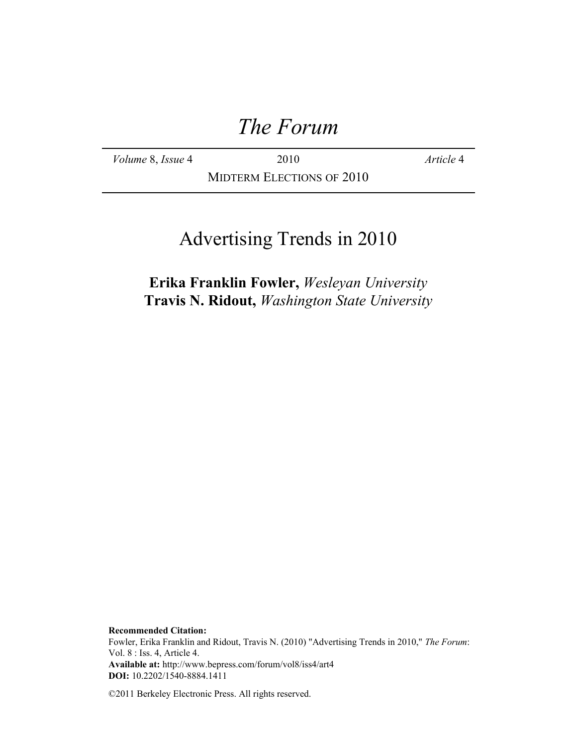# *The Forum*

*Volume* 8, *Issue* 4 &nbsp;&nbsp;&nbsp; 2010 &nbsp;&nbsp;&nbsp; *Article* 4

MIDTERM ELECTIONS OF 2010

## Advertising Trends in 2010

**Erika Franklin Fowler,** *Wesleyan University*
**Travis N. Ridout,** *Washington State University*

**Recommended Citation:**
Fowler, Erika Franklin and Ridout, Travis N. (2010) "Advertising Trends in 2010," *The Forum*: Vol. 8 : Iss. 4, Article 4.
**Available at:** http://www.bepress.com/forum/vol8/iss4/art4
**DOI:** 10.2202/1540-8884.1411

©2011 Berkeley Electronic Press. All rights reserved.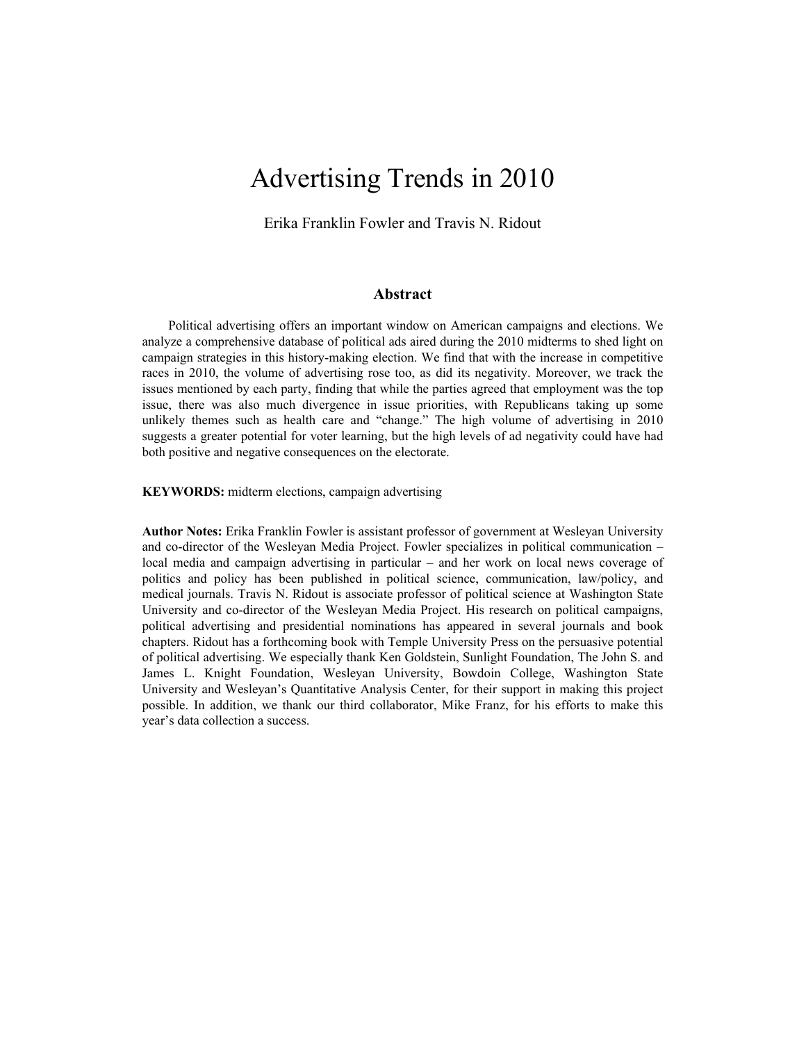# Advertising Trends in 2010

Erika Franklin Fowler and Travis N. Ridout

## Abstract

Political advertising offers an important window on American campaigns and elections. We analyze a comprehensive database of political ads aired during the 2010 midterms to shed light on campaign strategies in this history-making election. We find that with the increase in competitive races in 2010, the volume of advertising rose too, as did its negativity. Moreover, we track the issues mentioned by each party, finding that while the parties agreed that employment was the top issue, there was also much divergence in issue priorities, with Republicans taking up some unlikely themes such as health care and "change." The high volume of advertising in 2010 suggests a greater potential for voter learning, but the high levels of ad negativity could have had both positive and negative consequences on the electorate.

**KEYWORDS:** midterm elections, campaign advertising

**Author Notes:** Erika Franklin Fowler is assistant professor of government at Wesleyan University and co-director of the Wesleyan Media Project. Fowler specializes in political communication – local media and campaign advertising in particular – and her work on local news coverage of politics and policy has been published in political science, communication, law/policy, and medical journals. Travis N. Ridout is associate professor of political science at Washington State University and co-director of the Wesleyan Media Project. His research on political campaigns, political advertising and presidential nominations has appeared in several journals and book chapters. Ridout has a forthcoming book with Temple University Press on the persuasive potential of political advertising. We especially thank Ken Goldstein, Sunlight Foundation, The John S. and James L. Knight Foundation, Wesleyan University, Bowdoin College, Washington State University and Wesleyan's Quantitative Analysis Center, for their support in making this project possible. In addition, we thank our third collaborator, Mike Franz, for his efforts to make this year's data collection a success.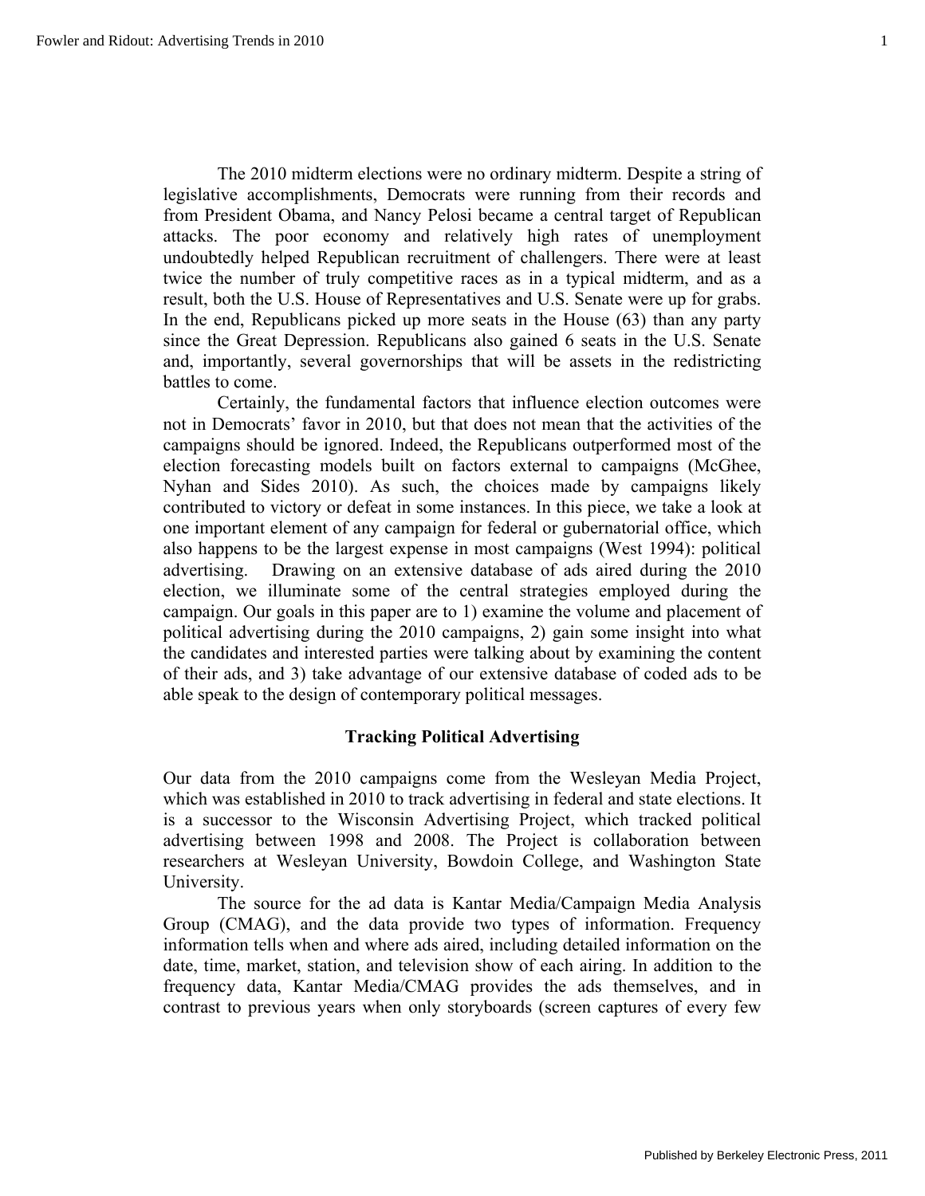The 2010 midterm elections were no ordinary midterm. Despite a string of legislative accomplishments, Democrats were running from their records and from President Obama, and Nancy Pelosi became a central target of Republican attacks. The poor economy and relatively high rates of unemployment undoubtedly helped Republican recruitment of challengers. There were at least twice the number of truly competitive races as in a typical midterm, and as a result, both the U.S. House of Representatives and U.S. Senate were up for grabs. In the end, Republicans picked up more seats in the House (63) than any party since the Great Depression. Republicans also gained 6 seats in the U.S. Senate and, importantly, several governorships that will be assets in the redistricting battles to come.

Certainly, the fundamental factors that influence election outcomes were not in Democrats' favor in 2010, but that does not mean that the activities of the campaigns should be ignored. Indeed, the Republicans outperformed most of the election forecasting models built on factors external to campaigns (McGhee, Nyhan and Sides 2010). As such, the choices made by campaigns likely contributed to victory or defeat in some instances. In this piece, we take a look at one important element of any campaign for federal or gubernatorial office, which also happens to be the largest expense in most campaigns (West 1994): political advertising. Drawing on an extensive database of ads aired during the 2010 election, we illuminate some of the central strategies employed during the campaign. Our goals in this paper are to 1) examine the volume and placement of political advertising during the 2010 campaigns, 2) gain some insight into what the candidates and interested parties were talking about by examining the content of their ads, and 3) take advantage of our extensive database of coded ads to be able speak to the design of contemporary political messages.

## Tracking Political Advertising

Our data from the 2010 campaigns come from the Wesleyan Media Project, which was established in 2010 to track advertising in federal and state elections. It is a successor to the Wisconsin Advertising Project, which tracked political advertising between 1998 and 2008. The Project is collaboration between researchers at Wesleyan University, Bowdoin College, and Washington State University.

The source for the ad data is Kantar Media/Campaign Media Analysis Group (CMAG), and the data provide two types of information. Frequency information tells when and where ads aired, including detailed information on the date, time, market, station, and television show of each airing. In addition to the frequency data, Kantar Media/CMAG provides the ads themselves, and in contrast to previous years when only storyboards (screen captures of every few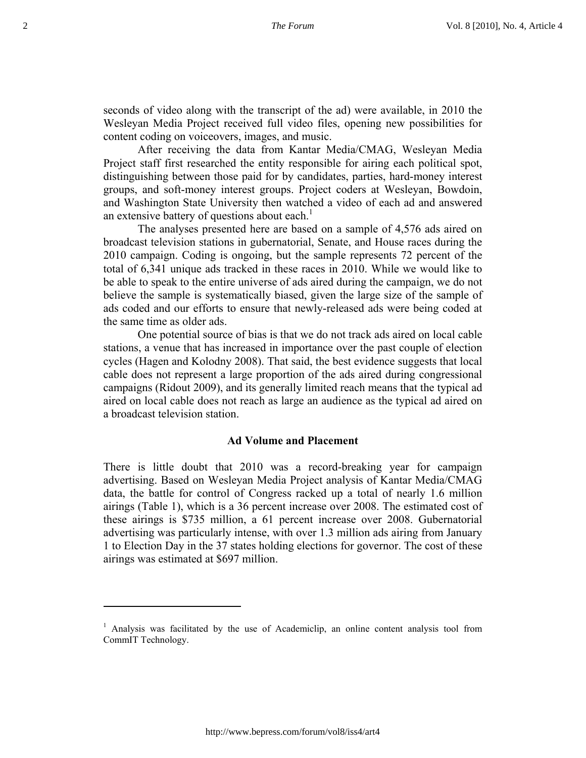seconds of video along with the transcript of the ad) were available, in 2010 the Wesleyan Media Project received full video files, opening new possibilities for content coding on voiceovers, images, and music.

After receiving the data from Kantar Media/CMAG, Wesleyan Media Project staff first researched the entity responsible for airing each political spot, distinguishing between those paid for by candidates, parties, hard-money interest groups, and soft-money interest groups. Project coders at Wesleyan, Bowdoin, and Washington State University then watched a video of each ad and answered an extensive battery of questions about each.[1]

The analyses presented here are based on a sample of 4,576 ads aired on broadcast television stations in gubernatorial, Senate, and House races during the 2010 campaign. Coding is ongoing, but the sample represents 72 percent of the total of 6,341 unique ads tracked in these races in 2010. While we would like to be able to speak to the entire universe of ads aired during the campaign, we do not believe the sample is systematically biased, given the large size of the sample of ads coded and our efforts to ensure that newly-released ads were being coded at the same time as older ads.

One potential source of bias is that we do not track ads aired on local cable stations, a venue that has increased in importance over the past couple of election cycles (Hagen and Kolodny 2008). That said, the best evidence suggests that local cable does not represent a large proportion of the ads aired during congressional campaigns (Ridout 2009), and its generally limited reach means that the typical ad aired on local cable does not reach as large an audience as the typical ad aired on a broadcast television station.

## Ad Volume and Placement

There is little doubt that 2010 was a record-breaking year for campaign advertising. Based on Wesleyan Media Project analysis of Kantar Media/CMAG data, the battle for control of Congress racked up a total of nearly 1.6 million airings (Table 1), which is a 36 percent increase over 2008. The estimated cost of these airings is $735 million, a 61 percent increase over 2008. Gubernatorial advertising was particularly intense, with over 1.3 million ads airing from January 1 to Election Day in the 37 states holding elections for governor. The cost of these airings was estimated at $697 million.

---

[1] Analysis was facilitated by the use of Academiclip, an online content analysis tool from CommIT Technology.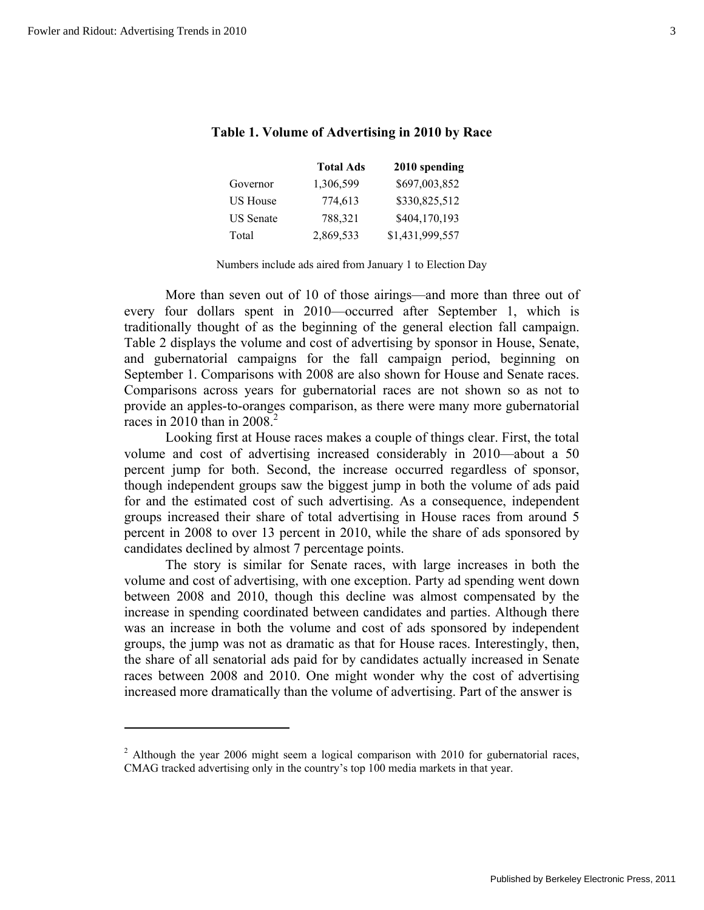**Table 1. Volume of Advertising in 2010 by Race**

| | Total Ads | 2010 spending |
|---|---|---|
| Governor | 1,306,599 | $697,003,852 |
| US House | 774,613 | $330,825,512 |
| US Senate | 788,321 | $404,170,193 |
| Total | 2,869,533 | $1,431,999,557 |

Numbers include ads aired from January 1 to Election Day

More than seven out of 10 of those airings—and more than three out of every four dollars spent in 2010—occurred after September 1, which is traditionally thought of as the beginning of the general election fall campaign. Table 2 displays the volume and cost of advertising by sponsor in House, Senate, and gubernatorial campaigns for the fall campaign period, beginning on September 1. Comparisons with 2008 are also shown for House and Senate races. Comparisons across years for gubernatorial races are not shown so as not to provide an apples-to-oranges comparison, as there were many more gubernatorial races in 2010 than in 2008.[2]

Looking first at House races makes a couple of things clear. First, the total volume and cost of advertising increased considerably in 2010—about a 50 percent jump for both. Second, the increase occurred regardless of sponsor, though independent groups saw the biggest jump in both the volume of ads paid for and the estimated cost of such advertising. As a consequence, independent groups increased their share of total advertising in House races from around 5 percent in 2008 to over 13 percent in 2010, while the share of ads sponsored by candidates declined by almost 7 percentage points.

The story is similar for Senate races, with large increases in both the volume and cost of advertising, with one exception. Party ad spending went down between 2008 and 2010, though this decline was almost compensated by the increase in spending coordinated between candidates and parties. Although there was an increase in both the volume and cost of ads sponsored by independent groups, the jump was not as dramatic as that for House races. Interestingly, then, the share of all senatorial ads paid for by candidates actually increased in Senate races between 2008 and 2010. One might wonder why the cost of advertising increased more dramatically than the volume of advertising. Part of the answer is

[2] Although the year 2006 might seem a logical comparison with 2010 for gubernatorial races, CMAG tracked advertising only in the country's top 100 media markets in that year.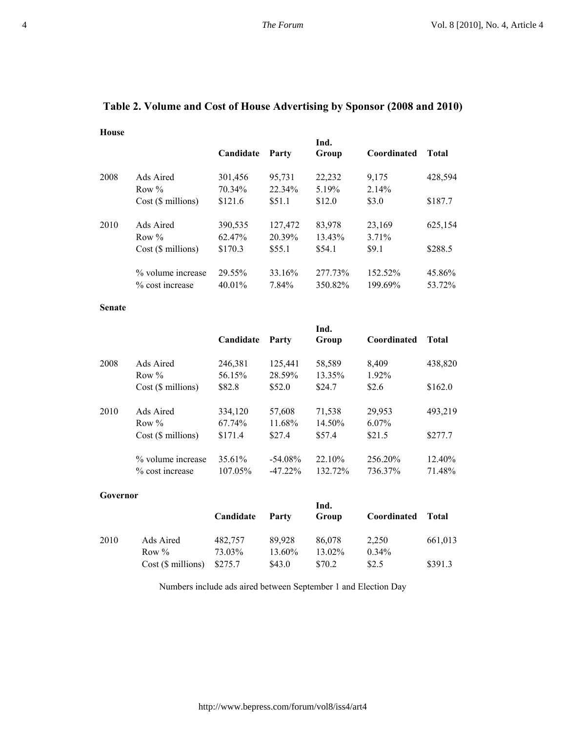**Table 2. Volume and Cost of House Advertising by Sponsor (2008 and 2010)**

**House**

| | | Candidate | Party | Ind. Group | Coordinated | Total |
|---|---|---|---|---|---|---|
| 2008 | Ads Aired | 301,456 | 95,731 | 22,232 | 9,175 | 428,594 |
| | Row % | 70.34% | 22.34% | 5.19% | 2.14% | |
| | Cost ($ millions) | $121.6 | $51.1 | $12.0 | $3.0 | $187.7 |
| 2010 | Ads Aired | 390,535 | 127,472 | 83,978 | 23,169 | 625,154 |
| | Row % | 62.47% | 20.39% | 13.43% | 3.71% | |
| | Cost ($ millions) | $170.3 | $55.1 | $54.1 | $9.1 | $288.5 |
| | % volume increase | 29.55% | 33.16% | 277.73% | 152.52% | 45.86% |
| | % cost increase | 40.01% | 7.84% | 350.82% | 199.69% | 53.72% |

**Senate**

| | | Candidate | Party | Ind. Group | Coordinated | Total |
|---|---|---|---|---|---|---|
| 2008 | Ads Aired | 246,381 | 125,441 | 58,589 | 8,409 | 438,820 |
| | Row % | 56.15% | 28.59% | 13.35% | 1.92% | |
| | Cost ($ millions) | $82.8 | $52.0 | $24.7 | $2.6 | $162.0 |
| 2010 | Ads Aired | 334,120 | 57,608 | 71,538 | 29,953 | 493,219 |
| | Row % | 67.74% | 11.68% | 14.50% | 6.07% | |
| | Cost ($ millions) | $171.4 | $27.4 | $57.4 | $21.5 | $277.7 |
| | % volume increase | 35.61% | -54.08% | 22.10% | 256.20% | 12.40% |
| | % cost increase | 107.05% | -47.22% | 132.72% | 736.37% | 71.48% |

**Governor**

| | | Candidate | Party | Ind. Group | Coordinated | Total |
|---|---|---|---|---|---|---|
| 2010 | Ads Aired | 482,757 | 89,928 | 86,078 | 2,250 | 661,013 |
| | Row % | 73.03% | 13.60% | 13.02% | 0.34% | |
| | Cost ($ millions) | $275.7 | $43.0 | $70.2 | $2.5 | $391.3 |

Numbers include ads aired between September 1 and Election Day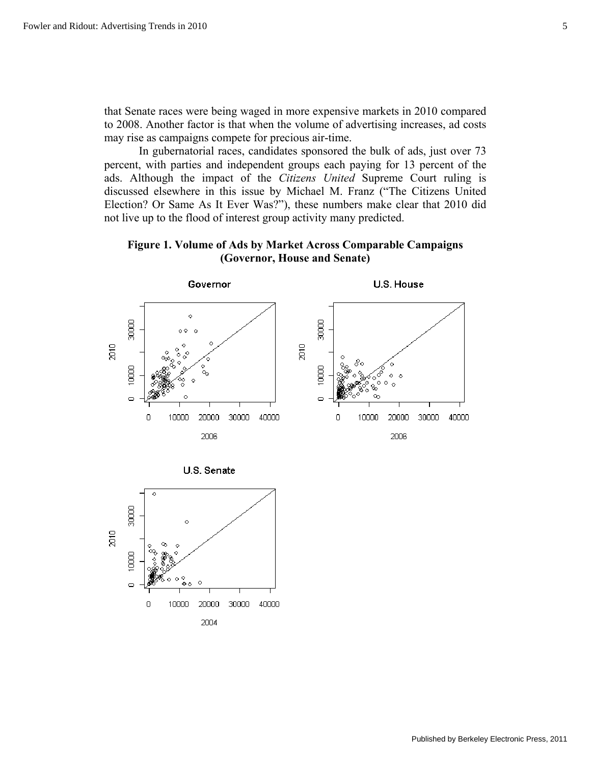that Senate races were being waged in more expensive markets in 2010 compared to 2008. Another factor is that when the volume of advertising increases, ad costs may rise as campaigns compete for precious air-time.

In gubernatorial races, candidates sponsored the bulk of ads, just over 73 percent, with parties and independent groups each paying for 13 percent of the ads. Although the impact of the *Citizens United* Supreme Court ruling is discussed elsewhere in this issue by Michael M. Franz ("The Citizens United Election? Or Same As It Ever Was?"), these numbers make clear that 2010 did not live up to the flood of interest group activity many predicted.

**Figure 1. Volume of Ads by Market Across Comparable Campaigns (Governor, House and Senate)**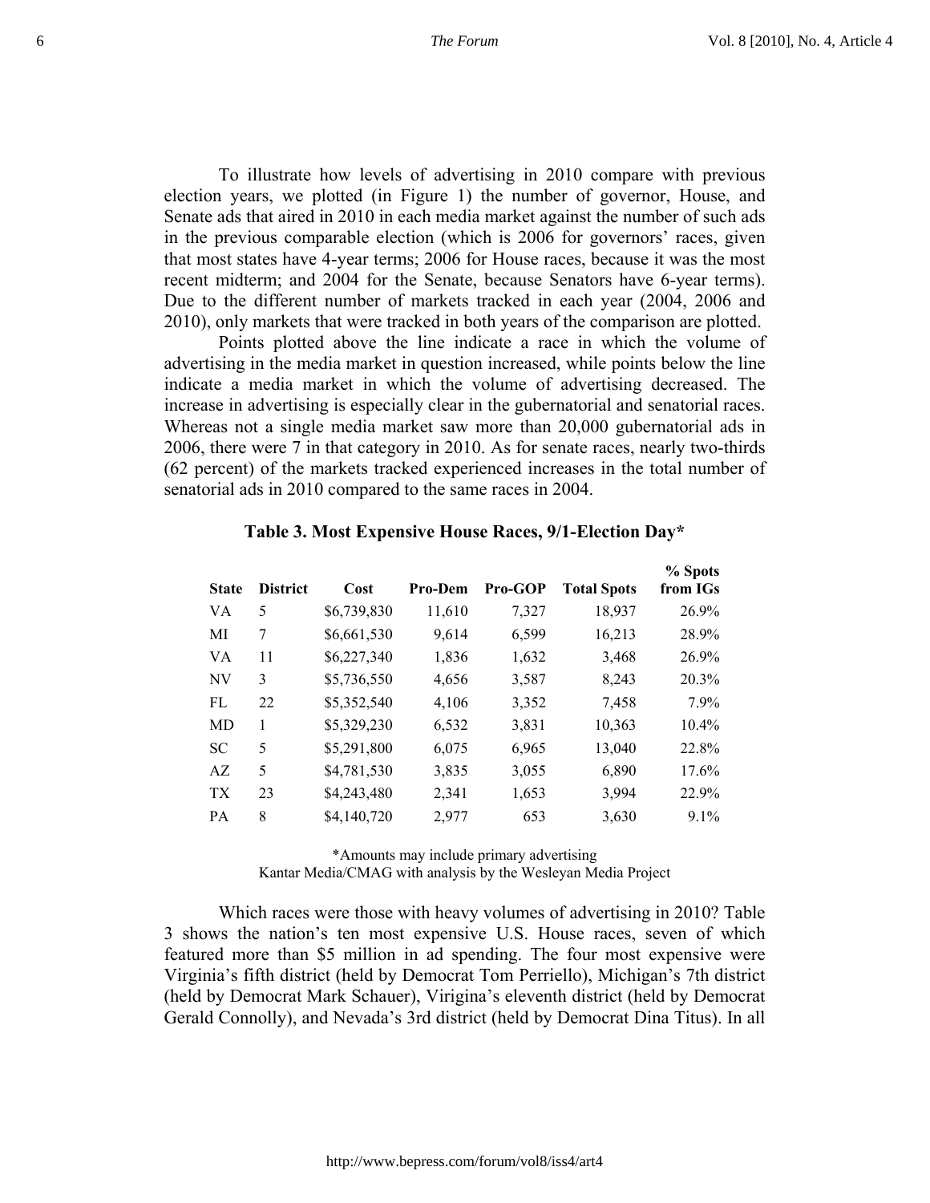To illustrate how levels of advertising in 2010 compare with previous election years, we plotted (in Figure 1) the number of governor, House, and Senate ads that aired in 2010 in each media market against the number of such ads in the previous comparable election (which is 2006 for governors' races, given that most states have 4-year terms; 2006 for House races, because it was the most recent midterm; and 2004 for the Senate, because Senators have 6-year terms). Due to the different number of markets tracked in each year (2004, 2006 and 2010), only markets that were tracked in both years of the comparison are plotted.

Points plotted above the line indicate a race in which the volume of advertising in the media market in question increased, while points below the line indicate a media market in which the volume of advertising decreased. The increase in advertising is especially clear in the gubernatorial and senatorial races. Whereas not a single media market saw more than 20,000 gubernatorial ads in 2006, there were 7 in that category in 2010. As for senate races, nearly two-thirds (62 percent) of the markets tracked experienced increases in the total number of senatorial ads in 2010 compared to the same races in 2004.

**Table 3. Most Expensive House Races, 9/1-Election Day***

| State | District | Cost | Pro-Dem | Pro-GOP | Total Spots | % Spots from IGs |
|---|---|---|---|---|---|---|
| VA | 5 | $6,739,830 | 11,610 | 7,327 | 18,937 | 26.9% |
| MI | 7 | $6,661,530 | 9,614 | 6,599 | 16,213 | 28.9% |
| VA | 11 | $6,227,340 | 1,836 | 1,632 | 3,468 | 26.9% |
| NV | 3 | $5,736,550 | 4,656 | 3,587 | 8,243 | 20.3% |
| FL | 22 | $5,352,540 | 4,106 | 3,352 | 7,458 | 7.9% |
| MD | 1 | $5,329,230 | 6,532 | 3,831 | 10,363 | 10.4% |
| SC | 5 | $5,291,800 | 6,075 | 6,965 | 13,040 | 22.8% |
| AZ | 5 | $4,781,530 | 3,835 | 3,055 | 6,890 | 17.6% |
| TX | 23 | $4,243,480 | 2,341 | 1,653 | 3,994 | 22.9% |
| PA | 8 | $4,140,720 | 2,977 | 653 | 3,630 | 9.1% |

*Amounts may include primary advertising
Kantar Media/CMAG with analysis by the Wesleyan Media Project

Which races were those with heavy volumes of advertising in 2010? Table 3 shows the nation's ten most expensive U.S. House races, seven of which featured more than $5 million in ad spending. The four most expensive were Virginia's fifth district (held by Democrat Tom Perriello), Michigan's 7th district (held by Democrat Mark Schauer), Virigina's eleventh district (held by Democrat Gerald Connolly), and Nevada's 3rd district (held by Democrat Dina Titus). In all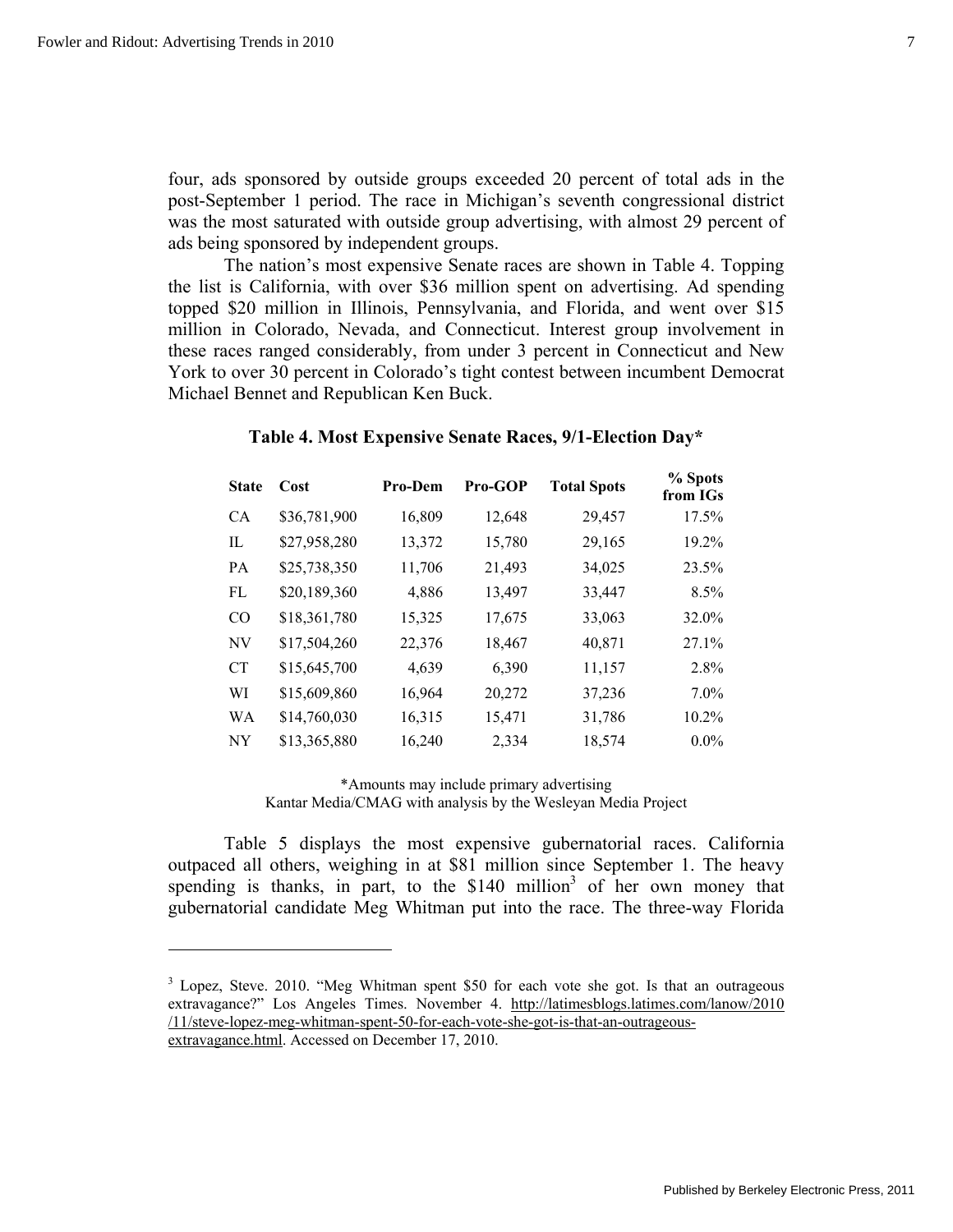four, ads sponsored by outside groups exceeded 20 percent of total ads in the post-September 1 period. The race in Michigan's seventh congressional district was the most saturated with outside group advertising, with almost 29 percent of ads being sponsored by independent groups.

The nation's most expensive Senate races are shown in Table 4. Topping the list is California, with over $36 million spent on advertising. Ad spending topped $20 million in Illinois, Pennsylvania, and Florida, and went over $15 million in Colorado, Nevada, and Connecticut. Interest group involvement in these races ranged considerably, from under 3 percent in Connecticut and New York to over 30 percent in Colorado's tight contest between incumbent Democrat Michael Bennet and Republican Ken Buck.

**Table 4. Most Expensive Senate Races, 9/1-Election Day***

| State | Cost | Pro-Dem | Pro-GOP | Total Spots | % Spots from IGs |
|---|---|---|---|---|---|
| CA | $36,781,900 | 16,809 | 12,648 | 29,457 | 17.5% |
| IL | $27,958,280 | 13,372 | 15,780 | 29,165 | 19.2% |
| PA | $25,738,350 | 11,706 | 21,493 | 34,025 | 23.5% |
| FL | $20,189,360 | 4,886 | 13,497 | 33,447 | 8.5% |
| CO | $18,361,780 | 15,325 | 17,675 | 33,063 | 32.0% |
| NV | $17,504,260 | 22,376 | 18,467 | 40,871 | 27.1% |
| CT | $15,645,700 | 4,639 | 6,390 | 11,157 | 2.8% |
| WI | $15,609,860 | 16,964 | 20,272 | 37,236 | 7.0% |
| WA | $14,760,030 | 16,315 | 15,471 | 31,786 | 10.2% |
| NY | $13,365,880 | 16,240 | 2,334 | 18,574 | 0.0% |

*Amounts may include primary advertising
Kantar Media/CMAG with analysis by the Wesleyan Media Project

Table 5 displays the most expensive gubernatorial races. California outpaced all others, weighing in at $81 million since September 1. The heavy spending is thanks, in part, to the $140 million[3] of her own money that gubernatorial candidate Meg Whitman put into the race. The three-way Florida

[3] Lopez, Steve. 2010. "Meg Whitman spent $50 for each vote she got. Is that an outrageous extravagance?" Los Angeles Times. November 4. http://latimesblogs.latimes.com/lanow/2010/11/steve-lopez-meg-whitman-spent-50-for-each-vote-she-got-is-that-an-outrageous-extravagance.html. Accessed on December 17, 2010.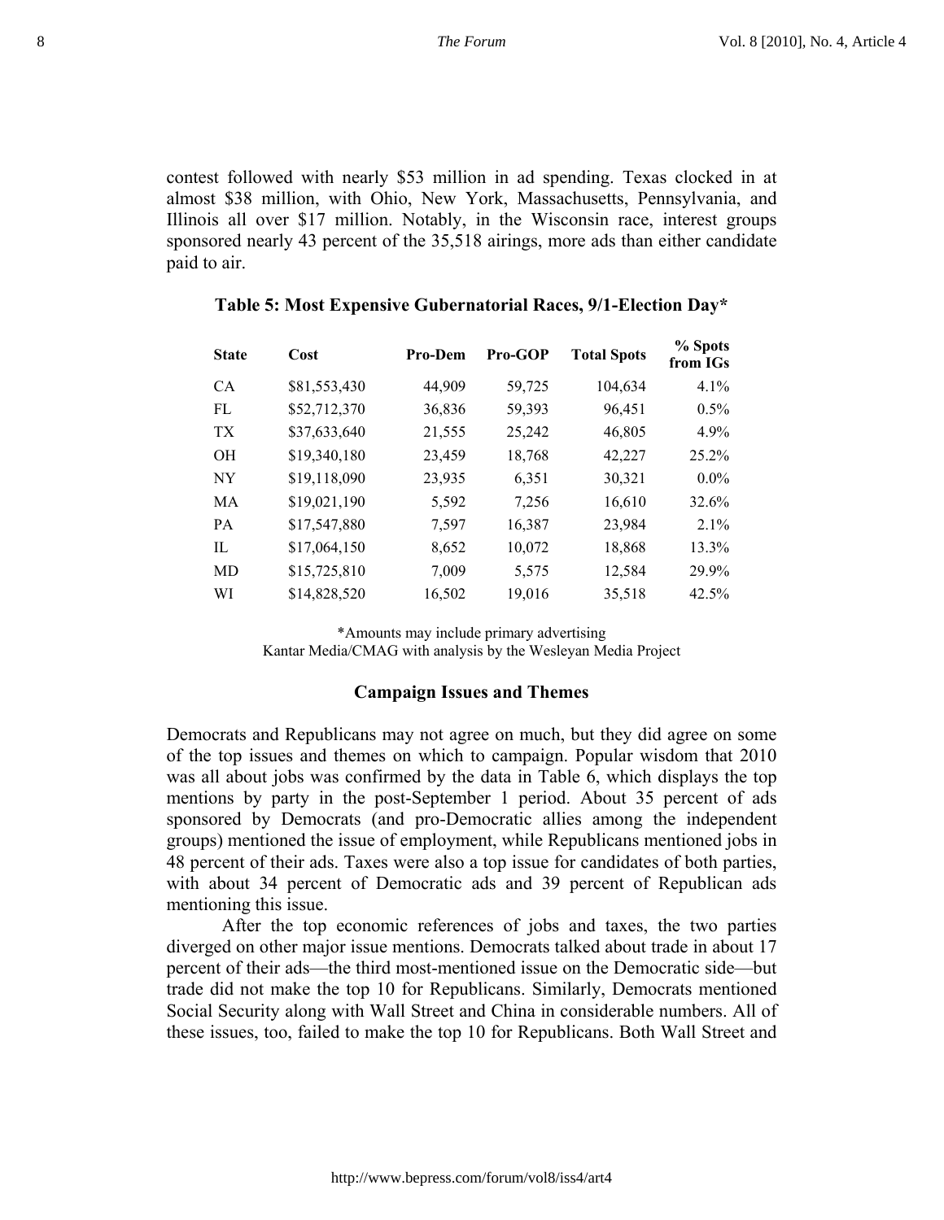contest followed with nearly $53 million in ad spending. Texas clocked in at almost $38 million, with Ohio, New York, Massachusetts, Pennsylvania, and Illinois all over $17 million. Notably, in the Wisconsin race, interest groups sponsored nearly 43 percent of the 35,518 airings, more ads than either candidate paid to air.

**Table 5: Most Expensive Gubernatorial Races, 9/1-Election Day***

| State | Cost | Pro-Dem | Pro-GOP | Total Spots | % Spots from IGs |
|---|---|---|---|---|---|
| CA | $81,553,430 | 44,909 | 59,725 | 104,634 | 4.1% |
| FL | $52,712,370 | 36,836 | 59,393 | 96,451 | 0.5% |
| TX | $37,633,640 | 21,555 | 25,242 | 46,805 | 4.9% |
| OH | $19,340,180 | 23,459 | 18,768 | 42,227 | 25.2% |
| NY | $19,118,090 | 23,935 | 6,351 | 30,321 | 0.0% |
| MA | $19,021,190 | 5,592 | 7,256 | 16,610 | 32.6% |
| PA | $17,547,880 | 7,597 | 16,387 | 23,984 | 2.1% |
| IL | $17,064,150 | 8,652 | 10,072 | 18,868 | 13.3% |
| MD | $15,725,810 | 7,009 | 5,575 | 12,584 | 29.9% |
| WI | $14,828,520 | 16,502 | 19,016 | 35,518 | 42.5% |

*Amounts may include primary advertising
Kantar Media/CMAG with analysis by the Wesleyan Media Project

## Campaign Issues and Themes

Democrats and Republicans may not agree on much, but they did agree on some of the top issues and themes on which to campaign. Popular wisdom that 2010 was all about jobs was confirmed by the data in Table 6, which displays the top mentions by party in the post-September 1 period. About 35 percent of ads sponsored by Democrats (and pro-Democratic allies among the independent groups) mentioned the issue of employment, while Republicans mentioned jobs in 48 percent of their ads. Taxes were also a top issue for candidates of both parties, with about 34 percent of Democratic ads and 39 percent of Republican ads mentioning this issue.

After the top economic references of jobs and taxes, the two parties diverged on other major issue mentions. Democrats talked about trade in about 17 percent of their ads—the third most-mentioned issue on the Democratic side—but trade did not make the top 10 for Republicans. Similarly, Democrats mentioned Social Security along with Wall Street and China in considerable numbers. All of these issues, too, failed to make the top 10 for Republicans. Both Wall Street and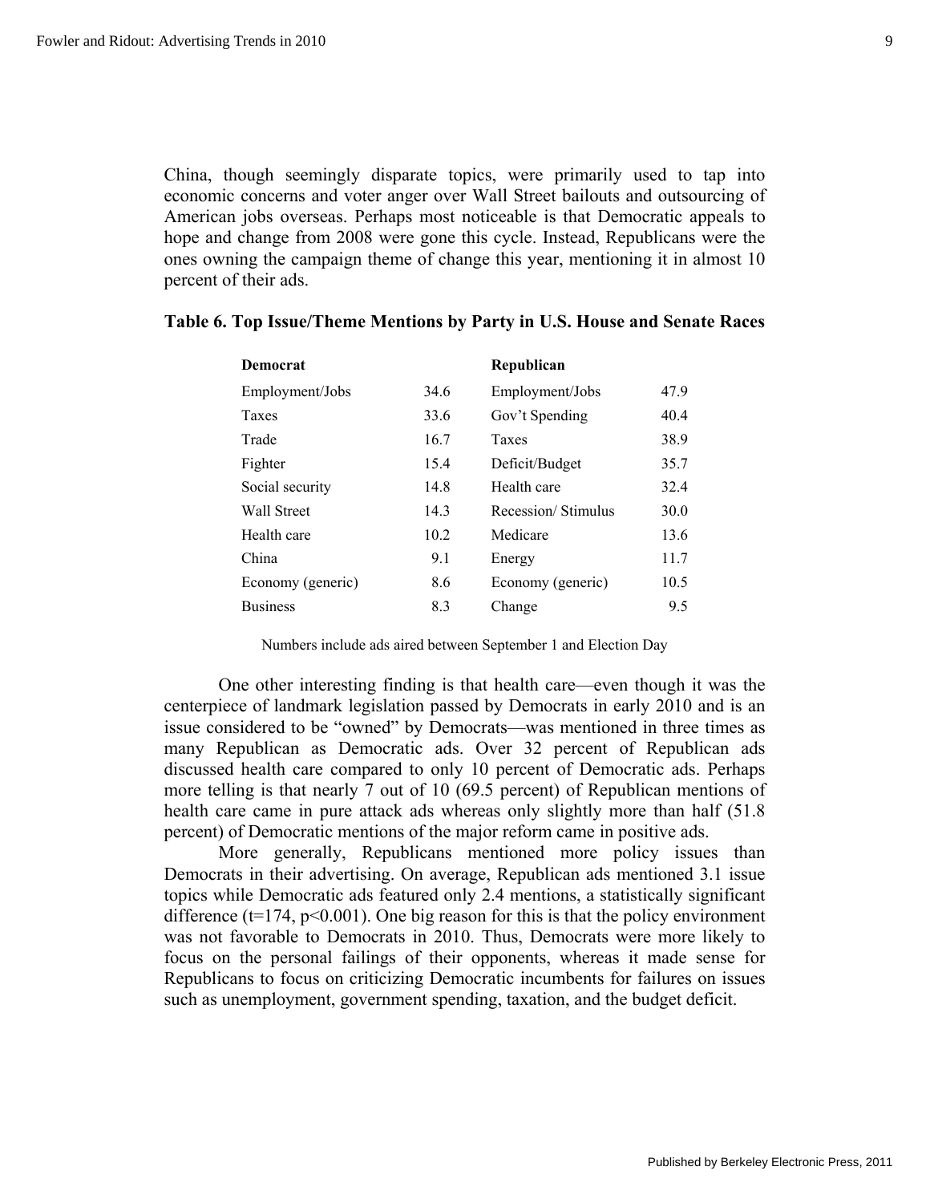China, though seemingly disparate topics, were primarily used to tap into economic concerns and voter anger over Wall Street bailouts and outsourcing of American jobs overseas. Perhaps most noticeable is that Democratic appeals to hope and change from 2008 were gone this cycle. Instead, Republicans were the ones owning the campaign theme of change this year, mentioning it in almost 10 percent of their ads.

**Table 6. Top Issue/Theme Mentions by Party in U.S. House and Senate Races**

| **Democrat** | | **Republican** | |
|---|---|---|---|
| Employment/Jobs | 34.6 | Employment/Jobs | 47.9 |
| Taxes | 33.6 | Gov't Spending | 40.4 |
| Trade | 16.7 | Taxes | 38.9 |
| Fighter | 15.4 | Deficit/Budget | 35.7 |
| Social security | 14.8 | Health care | 32.4 |
| Wall Street | 14.3 | Recession/ Stimulus | 30.0 |
| Health care | 10.2 | Medicare | 13.6 |
| China | 9.1 | Energy | 11.7 |
| Economy (generic) | 8.6 | Economy (generic) | 10.5 |
| Business | 8.3 | Change | 9.5 |

Numbers include ads aired between September 1 and Election Day

One other interesting finding is that health care—even though it was the centerpiece of landmark legislation passed by Democrats in early 2010 and is an issue considered to be "owned" by Democrats—was mentioned in three times as many Republican as Democratic ads. Over 32 percent of Republican ads discussed health care compared to only 10 percent of Democratic ads. Perhaps more telling is that nearly 7 out of 10 (69.5 percent) of Republican mentions of health care came in pure attack ads whereas only slightly more than half (51.8 percent) of Democratic mentions of the major reform came in positive ads.

More generally, Republicans mentioned more policy issues than Democrats in their advertising. On average, Republican ads mentioned 3.1 issue topics while Democratic ads featured only 2.4 mentions, a statistically significant difference ($t=174$, $p<0.001$). One big reason for this is that the policy environment was not favorable to Democrats in 2010. Thus, Democrats were more likely to focus on the personal failings of their opponents, whereas it made sense for Republicans to focus on criticizing Democratic incumbents for failures on issues such as unemployment, government spending, taxation, and the budget deficit.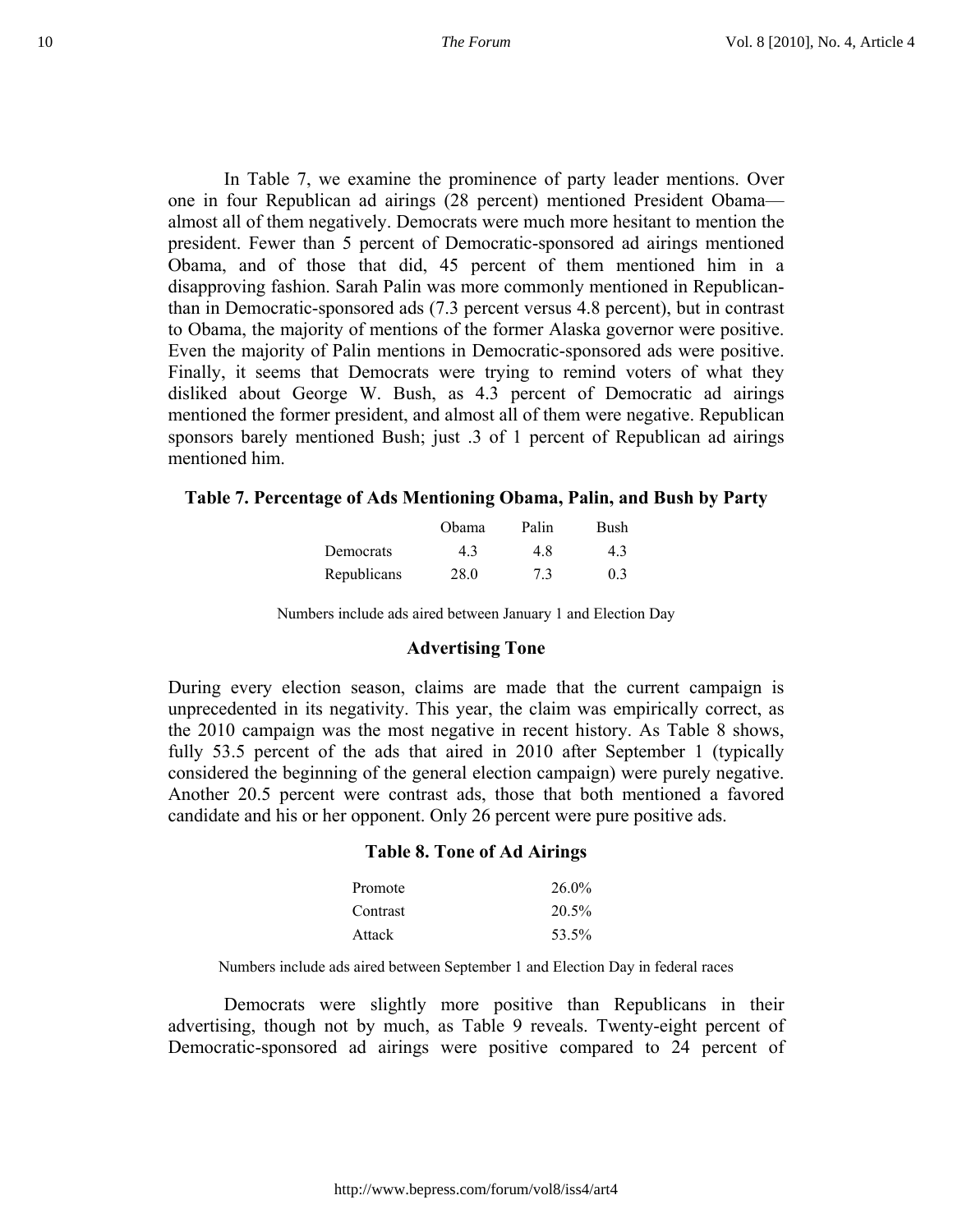In Table 7, we examine the prominence of party leader mentions. Over one in four Republican ad airings (28 percent) mentioned President Obama—almost all of them negatively. Democrats were much more hesitant to mention the president. Fewer than 5 percent of Democratic-sponsored ad airings mentioned Obama, and of those that did, 45 percent of them mentioned him in a disapproving fashion. Sarah Palin was more commonly mentioned in Republican- than in Democratic-sponsored ads (7.3 percent versus 4.8 percent), but in contrast to Obama, the majority of mentions of the former Alaska governor were positive. Even the majority of Palin mentions in Democratic-sponsored ads were positive. Finally, it seems that Democrats were trying to remind voters of what they disliked about George W. Bush, as 4.3 percent of Democratic ad airings mentioned the former president, and almost all of them were negative. Republican sponsors barely mentioned Bush; just .3 of 1 percent of Republican ad airings mentioned him.

**Table 7. Percentage of Ads Mentioning Obama, Palin, and Bush by Party**

| | Obama | Palin | Bush |
|---|---|---|---|
| Democrats | 4.3 | 4.8 | 4.3 |
| Republicans | 28.0 | 7.3 | 0.3 |

Numbers include ads aired between January 1 and Election Day

### Advertising Tone

During every election season, claims are made that the current campaign is unprecedented in its negativity. This year, the claim was empirically correct, as the 2010 campaign was the most negative in recent history. As Table 8 shows, fully 53.5 percent of the ads that aired in 2010 after September 1 (typically considered the beginning of the general election campaign) were purely negative. Another 20.5 percent were contrast ads, those that both mentioned a favored candidate and his or her opponent. Only 26 percent were pure positive ads.

**Table 8. Tone of Ad Airings**

| | |
|---|---|
| Promote | 26.0% |
| Contrast | 20.5% |
| Attack | 53.5% |

Numbers include ads aired between September 1 and Election Day in federal races

Democrats were slightly more positive than Republicans in their advertising, though not by much, as Table 9 reveals. Twenty-eight percent of Democratic-sponsored ad airings were positive compared to 24 percent of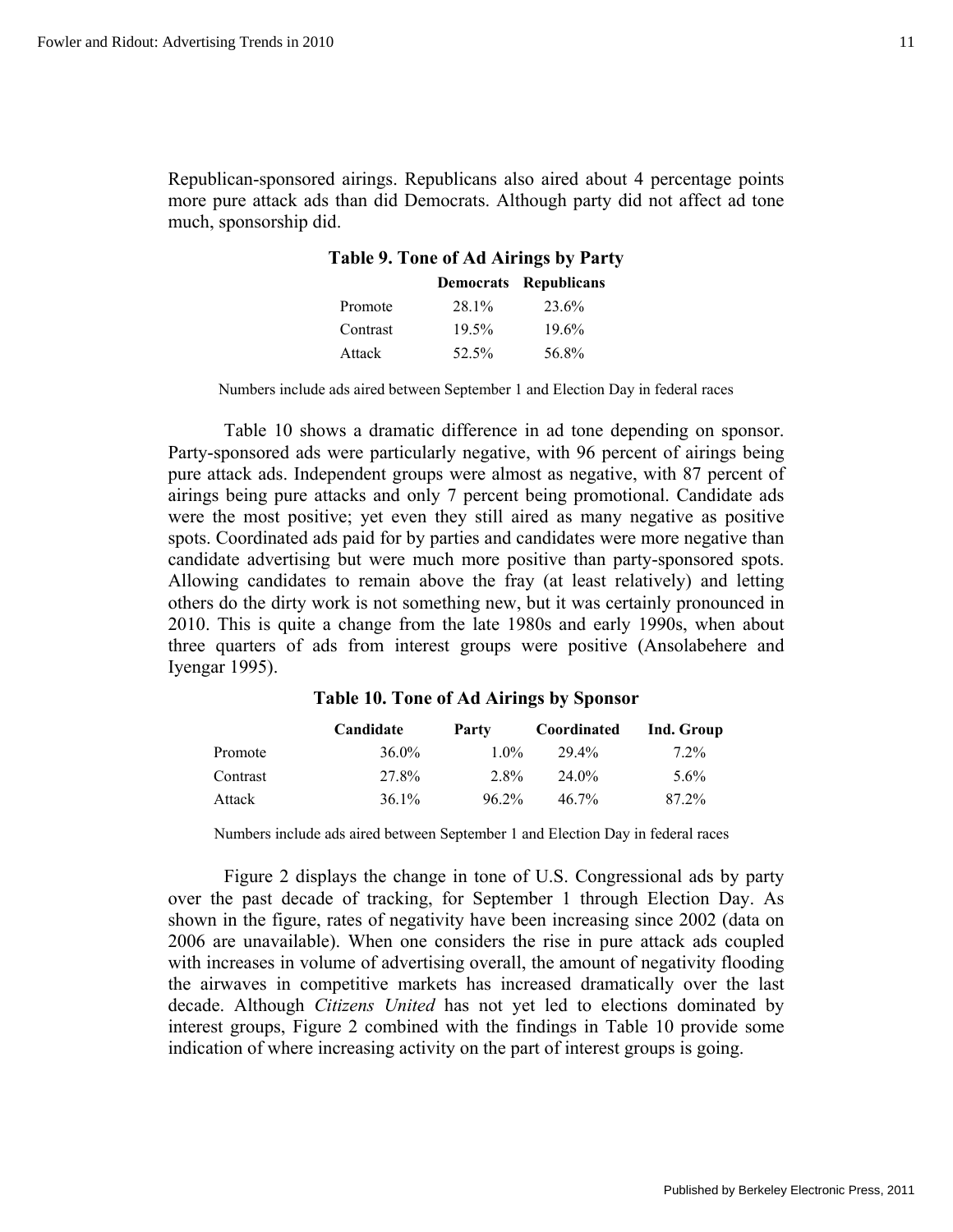Republican-sponsored airings. Republicans also aired about 4 percentage points more pure attack ads than did Democrats. Although party did not affect ad tone much, sponsorship did.

**Table 9. Tone of Ad Airings by Party**

| | Democrats | Republicans |
|---|---|---|
| Promote | 28.1% | 23.6% |
| Contrast | 19.5% | 19.6% |
| Attack | 52.5% | 56.8% |

Numbers include ads aired between September 1 and Election Day in federal races

Table 10 shows a dramatic difference in ad tone depending on sponsor. Party-sponsored ads were particularly negative, with 96 percent of airings being pure attack ads. Independent groups were almost as negative, with 87 percent of airings being pure attacks and only 7 percent being promotional. Candidate ads were the most positive; yet even they still aired as many negative as positive spots. Coordinated ads paid for by parties and candidates were more negative than candidate advertising but were much more positive than party-sponsored spots. Allowing candidates to remain above the fray (at least relatively) and letting others do the dirty work is not something new, but it was certainly pronounced in 2010. This is quite a change from the late 1980s and early 1990s, when about three quarters of ads from interest groups were positive (Ansolabehere and Iyengar 1995).

**Table 10. Tone of Ad Airings by Sponsor**

| | Candidate | Party | Coordinated | Ind. Group |
|---|---|---|---|---|
| Promote | 36.0% | 1.0% | 29.4% | 7.2% |
| Contrast | 27.8% | 2.8% | 24.0% | 5.6% |
| Attack | 36.1% | 96.2% | 46.7% | 87.2% |

Numbers include ads aired between September 1 and Election Day in federal races

Figure 2 displays the change in tone of U.S. Congressional ads by party over the past decade of tracking, for September 1 through Election Day. As shown in the figure, rates of negativity have been increasing since 2002 (data on 2006 are unavailable). When one considers the rise in pure attack ads coupled with increases in volume of advertising overall, the amount of negativity flooding the airwaves in competitive markets has increased dramatically over the last decade. Although *Citizens United* has not yet led to elections dominated by interest groups, Figure 2 combined with the findings in Table 10 provide some indication of where increasing activity on the part of interest groups is going.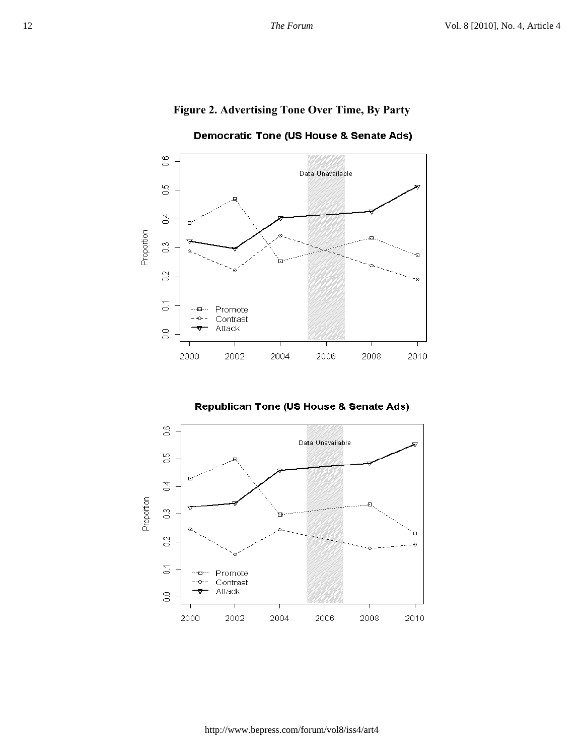**Figure 2. Advertising Tone Over Time, By Party**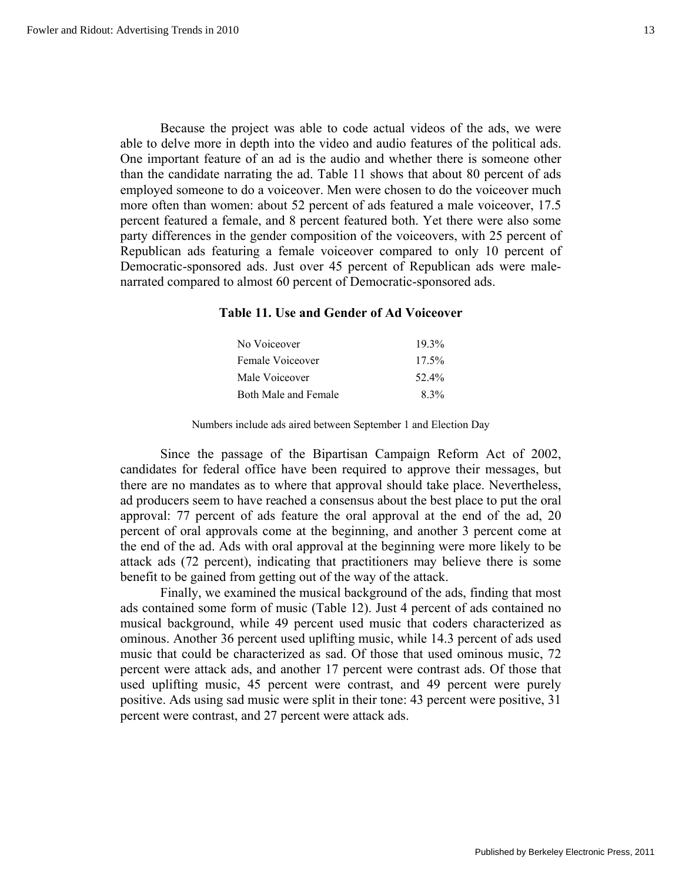Because the project was able to code actual videos of the ads, we were able to delve more in depth into the video and audio features of the political ads. One important feature of an ad is the audio and whether there is someone other than the candidate narrating the ad. Table 11 shows that about 80 percent of ads employed someone to do a voiceover. Men were chosen to do the voiceover much more often than women: about 52 percent of ads featured a male voiceover, 17.5 percent featured a female, and 8 percent featured both. Yet there were also some party differences in the gender composition of the voiceovers, with 25 percent of Republican ads featuring a female voiceover compared to only 10 percent of Democratic-sponsored ads. Just over 45 percent of Republican ads were male-narrated compared to almost 60 percent of Democratic-sponsored ads.

**Table 11. Use and Gender of Ad Voiceover**

| | |
|---|---|
| No Voiceover | 19.3% |
| Female Voiceover | 17.5% |
| Male Voiceover | 52.4% |
| Both Male and Female | 8.3% |

Numbers include ads aired between September 1 and Election Day

Since the passage of the Bipartisan Campaign Reform Act of 2002, candidates for federal office have been required to approve their messages, but there are no mandates as to where that approval should take place. Nevertheless, ad producers seem to have reached a consensus about the best place to put the oral approval: 77 percent of ads feature the oral approval at the end of the ad, 20 percent of oral approvals come at the beginning, and another 3 percent come at the end of the ad. Ads with oral approval at the beginning were more likely to be attack ads (72 percent), indicating that practitioners may believe there is some benefit to be gained from getting out of the way of the attack.

Finally, we examined the musical background of the ads, finding that most ads contained some form of music (Table 12). Just 4 percent of ads contained no musical background, while 49 percent used music that coders characterized as ominous. Another 36 percent used uplifting music, while 14.3 percent of ads used music that could be characterized as sad. Of those that used ominous music, 72 percent were attack ads, and another 17 percent were contrast ads. Of those that used uplifting music, 45 percent were contrast, and 49 percent were purely positive. Ads using sad music were split in their tone: 43 percent were positive, 31 percent were contrast, and 27 percent were attack ads.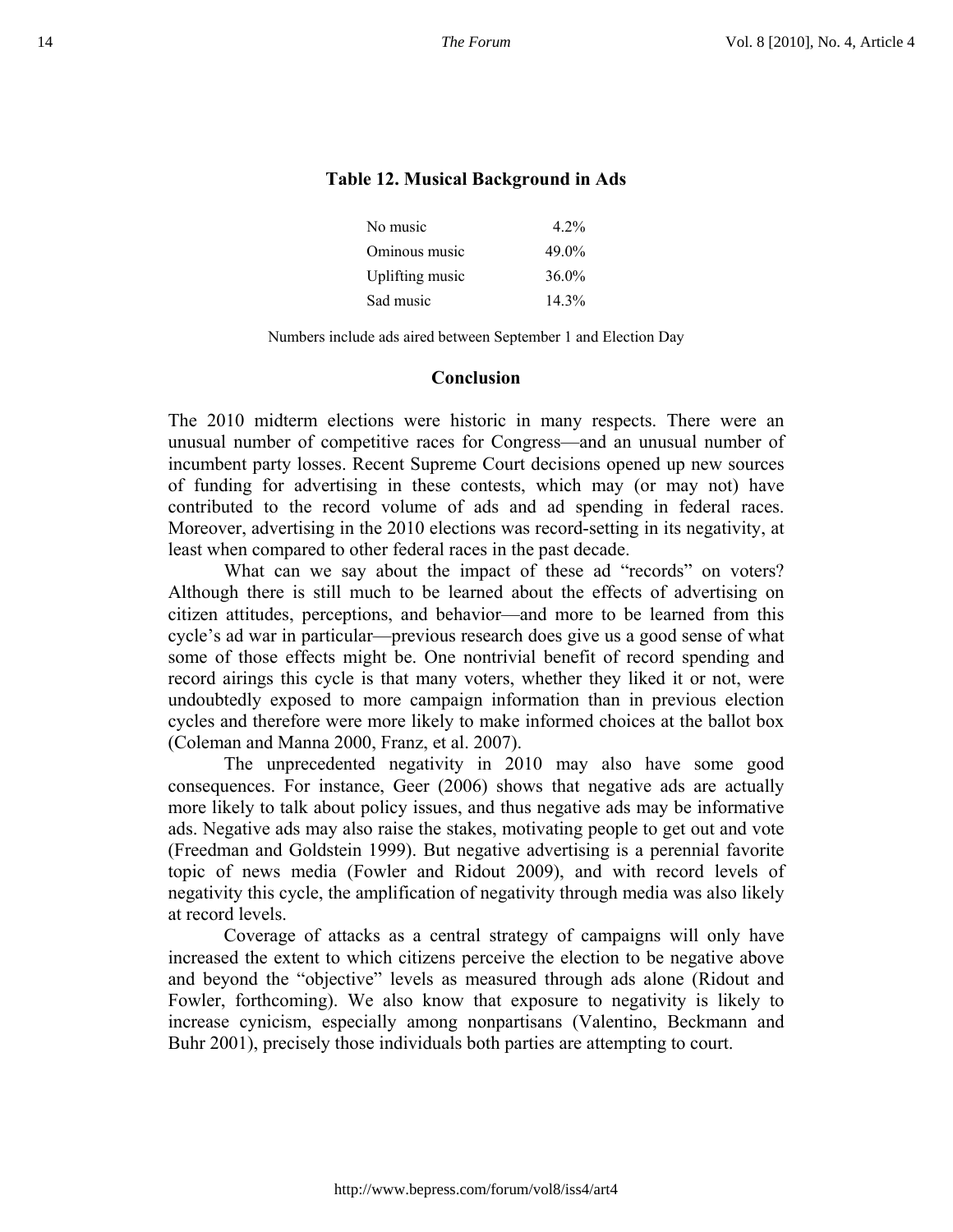**Table 12. Musical Background in Ads**

| | |
|---|---|
| No music | 4.2% |
| Ominous music | 49.0% |
| Uplifting music | 36.0% |
| Sad music | 14.3% |

Numbers include ads aired between September 1 and Election Day

## Conclusion

The 2010 midterm elections were historic in many respects. There were an unusual number of competitive races for Congress—and an unusual number of incumbent party losses. Recent Supreme Court decisions opened up new sources of funding for advertising in these contests, which may (or may not) have contributed to the record volume of ads and ad spending in federal races. Moreover, advertising in the 2010 elections was record-setting in its negativity, at least when compared to other federal races in the past decade.

What can we say about the impact of these ad "records" on voters? Although there is still much to be learned about the effects of advertising on citizen attitudes, perceptions, and behavior—and more to be learned from this cycle's ad war in particular—previous research does give us a good sense of what some of those effects might be. One nontrivial benefit of record spending and record airings this cycle is that many voters, whether they liked it or not, were undoubtedly exposed to more campaign information than in previous election cycles and therefore were more likely to make informed choices at the ballot box (Coleman and Manna 2000, Franz, et al. 2007).

The unprecedented negativity in 2010 may also have some good consequences. For instance, Geer (2006) shows that negative ads are actually more likely to talk about policy issues, and thus negative ads may be informative ads. Negative ads may also raise the stakes, motivating people to get out and vote (Freedman and Goldstein 1999). But negative advertising is a perennial favorite topic of news media (Fowler and Ridout 2009), and with record levels of negativity this cycle, the amplification of negativity through media was also likely at record levels.

Coverage of attacks as a central strategy of campaigns will only have increased the extent to which citizens perceive the election to be negative above and beyond the "objective" levels as measured through ads alone (Ridout and Fowler, forthcoming). We also know that exposure to negativity is likely to increase cynicism, especially among nonpartisans (Valentino, Beckmann and Buhr 2001), precisely those individuals both parties are attempting to court.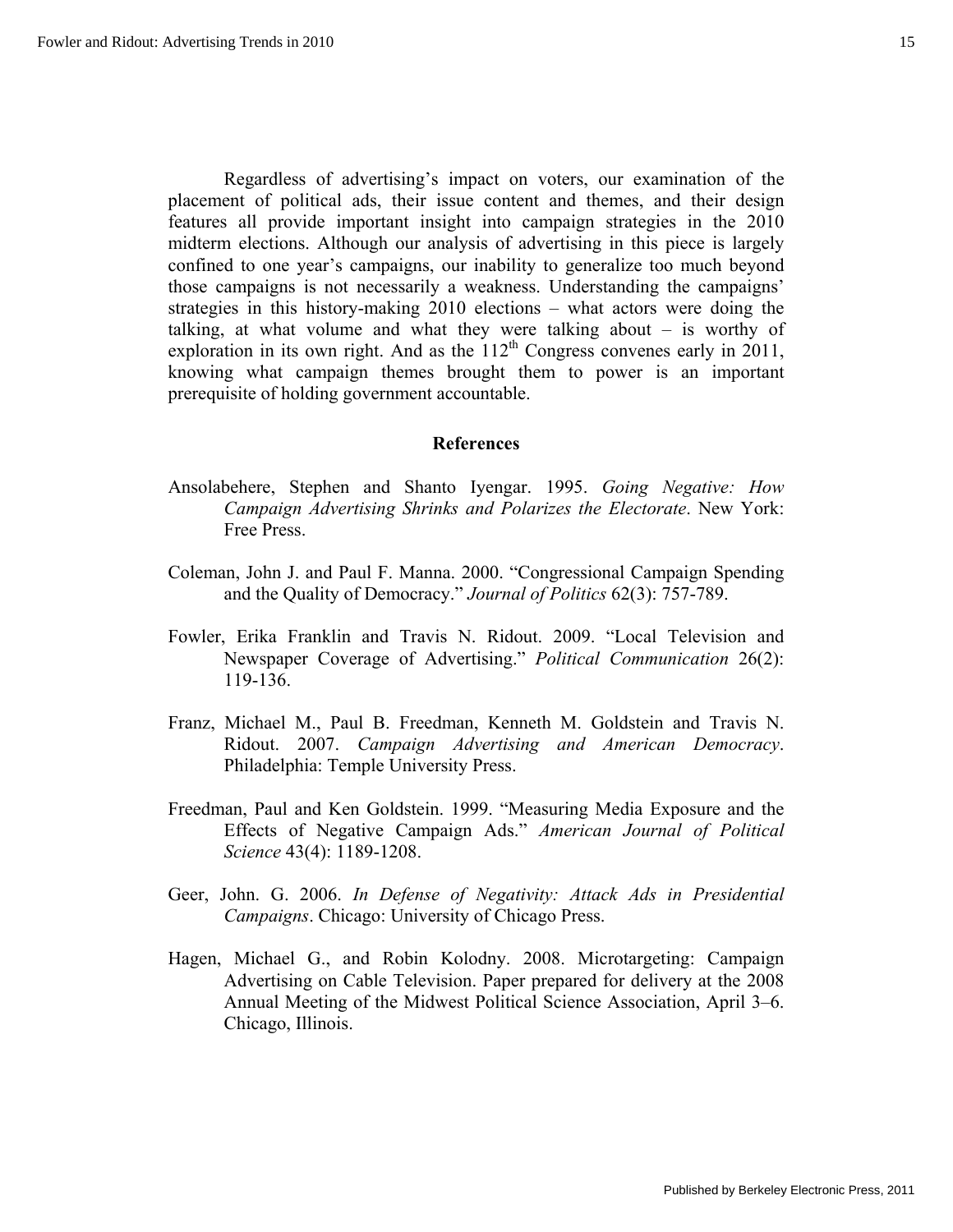Regardless of advertising's impact on voters, our examination of the placement of political ads, their issue content and themes, and their design features all provide important insight into campaign strategies in the 2010 midterm elections. Although our analysis of advertising in this piece is largely confined to one year's campaigns, our inability to generalize too much beyond those campaigns is not necessarily a weakness. Understanding the campaigns' strategies in this history-making 2010 elections – what actors were doing the talking, at what volume and what they were talking about – is worthy of exploration in its own right. And as the 112th Congress convenes early in 2011, knowing what campaign themes brought them to power is an important prerequisite of holding government accountable.

## References

Ansolabehere, Stephen and Shanto Iyengar. 1995. *Going Negative: How Campaign Advertising Shrinks and Polarizes the Electorate*. New York: Free Press.

Coleman, John J. and Paul F. Manna. 2000. "Congressional Campaign Spending and the Quality of Democracy." *Journal of Politics* 62(3): 757-789.

Fowler, Erika Franklin and Travis N. Ridout. 2009. "Local Television and Newspaper Coverage of Advertising." *Political Communication* 26(2): 119-136.

Franz, Michael M., Paul B. Freedman, Kenneth M. Goldstein and Travis N. Ridout. 2007. *Campaign Advertising and American Democracy*. Philadelphia: Temple University Press.

Freedman, Paul and Ken Goldstein. 1999. "Measuring Media Exposure and the Effects of Negative Campaign Ads." *American Journal of Political Science* 43(4): 1189-1208.

Geer, John. G. 2006. *In Defense of Negativity: Attack Ads in Presidential Campaigns*. Chicago: University of Chicago Press.

Hagen, Michael G., and Robin Kolodny. 2008. Microtargeting: Campaign Advertising on Cable Television. Paper prepared for delivery at the 2008 Annual Meeting of the Midwest Political Science Association, April 3–6. Chicago, Illinois.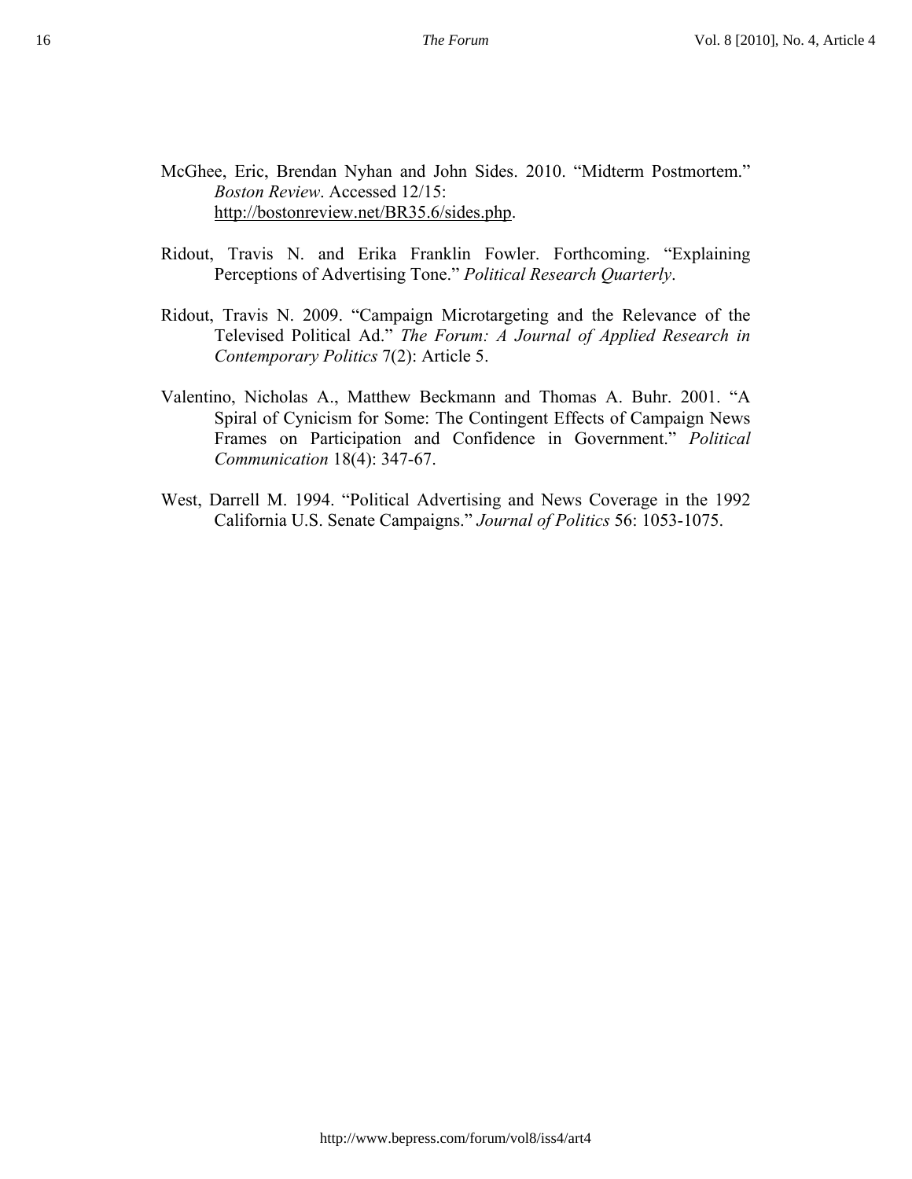McGhee, Eric, Brendan Nyhan and John Sides. 2010. "Midterm Postmortem." *Boston Review*. Accessed 12/15: http://bostonreview.net/BR35.6/sides.php.

Ridout, Travis N. and Erika Franklin Fowler. Forthcoming. "Explaining Perceptions of Advertising Tone." *Political Research Quarterly*.

Ridout, Travis N. 2009. "Campaign Microtargeting and the Relevance of the Televised Political Ad." *The Forum: A Journal of Applied Research in Contemporary Politics* 7(2): Article 5.

Valentino, Nicholas A., Matthew Beckmann and Thomas A. Buhr. 2001. "A Spiral of Cynicism for Some: The Contingent Effects of Campaign News Frames on Participation and Confidence in Government." *Political Communication* 18(4): 347-67.

West, Darrell M. 1994. "Political Advertising and News Coverage in the 1992 California U.S. Senate Campaigns." *Journal of Politics* 56: 1053-1075.